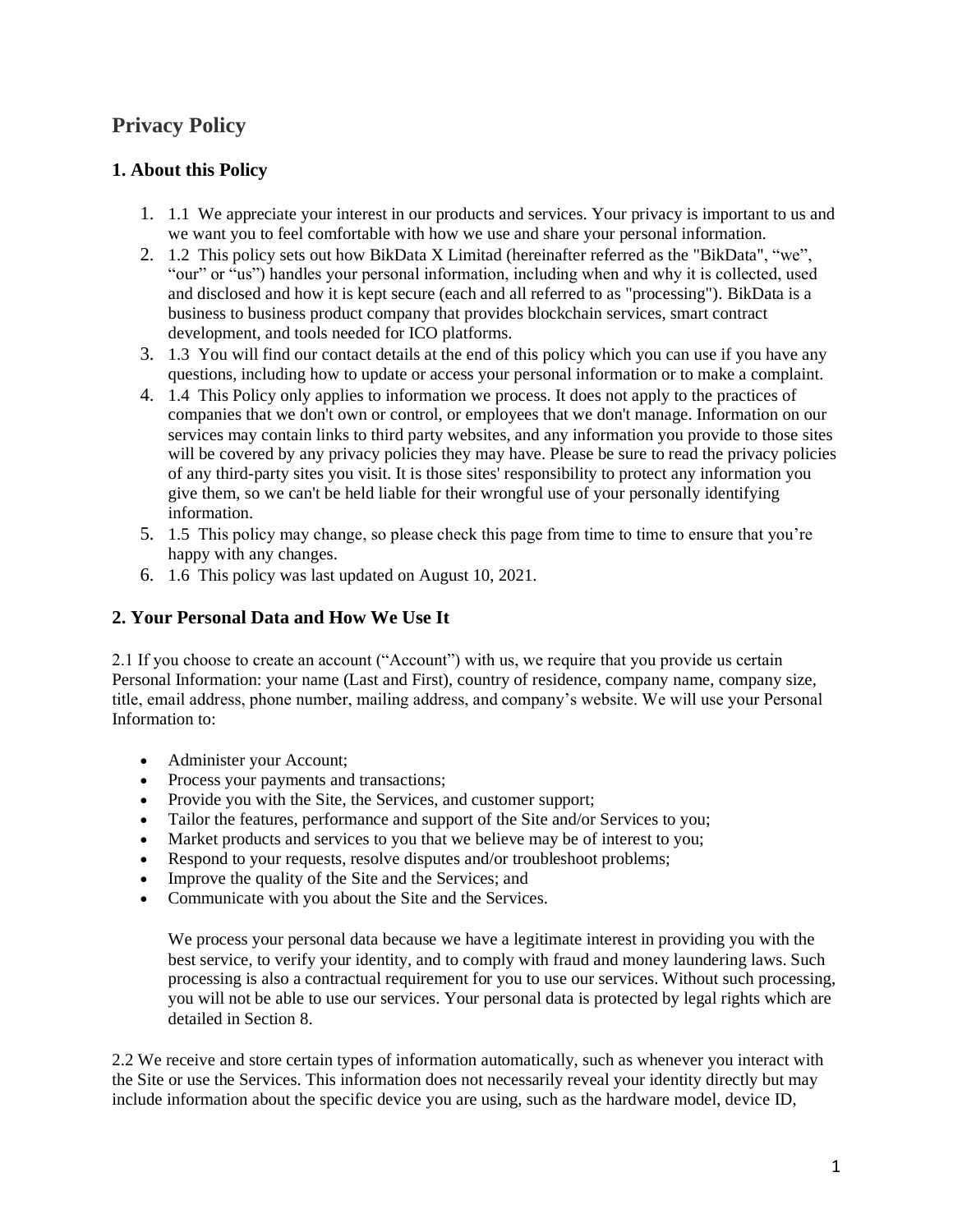# Privacy Policy

## 1. About this Policy

1. 1.1 We appreciate your interest in our products and services. Your privacy is important to us and we want you to feel comfortable with how we use and share your personal information.
2. 1.2 This policy sets out how BikData X Limitad (hereinafter referred as the "BikData", "we", "our" or "us") handles your personal information, including when and why it is collected, used and disclosed and how it is kept secure (each and all referred to as "processing"). BikData is a business to business product company that provides blockchain services, smart contract development, and tools needed for ICO platforms.
3. 1.3 You will find our contact details at the end of this policy which you can use if you have any questions, including how to update or access your personal information or to make a complaint.
4. 1.4 This Policy only applies to information we process. It does not apply to the practices of companies that we don't own or control, or employees that we don't manage. Information on our services may contain links to third party websites, and any information you provide to those sites will be covered by any privacy policies they may have. Please be sure to read the privacy policies of any third-party sites you visit. It is those sites' responsibility to protect any information you give them, so we can't be held liable for their wrongful use of your personally identifying information.
5. 1.5 This policy may change, so please check this page from time to time to ensure that you're happy with any changes.
6. 1.6 This policy was last updated on August 10, 2021.

## 2. Your Personal Data and How We Use It

2.1 If you choose to create an account ("Account") with us, we require that you provide us certain Personal Information: your name (Last and First), country of residence, company name, company size, title, email address, phone number, mailing address, and company's website. We will use your Personal Information to:

- Administer your Account;
- Process your payments and transactions;
- Provide you with the Site, the Services, and customer support;
- Tailor the features, performance and support of the Site and/or Services to you;
- Market products and services to you that we believe may be of interest to you;
- Respond to your requests, resolve disputes and/or troubleshoot problems;
- Improve the quality of the Site and the Services; and
- Communicate with you about the Site and the Services.

  We process your personal data because we have a legitimate interest in providing you with the best service, to verify your identity, and to comply with fraud and money laundering laws. Such processing is also a contractual requirement for you to use our services. Without such processing, you will not be able to use our services. Your personal data is protected by legal rights which are detailed in Section 8.

2.2 We receive and store certain types of information automatically, such as whenever you interact with the Site or use the Services. This information does not necessarily reveal your identity directly but may include information about the specific device you are using, such as the hardware model, device ID,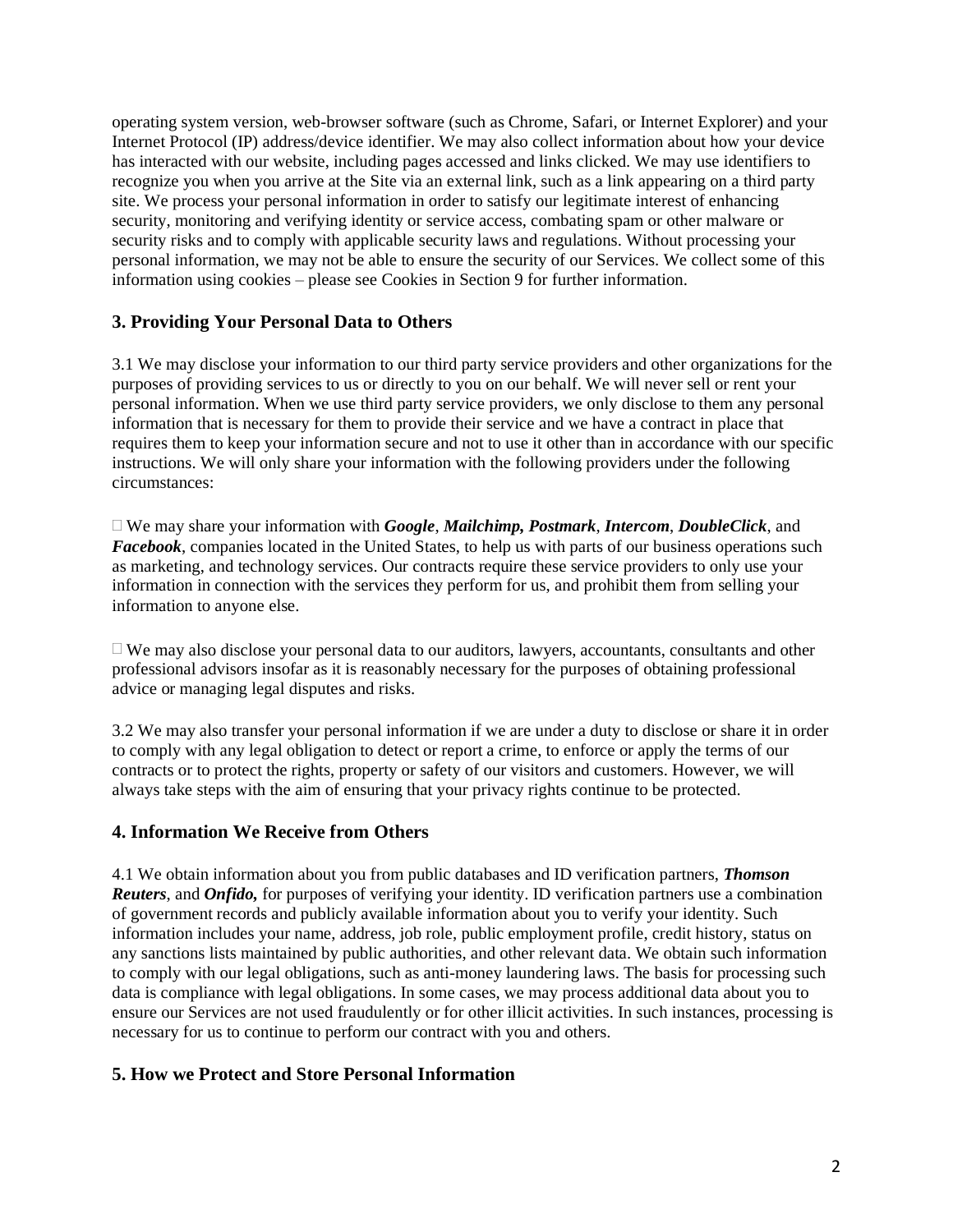operating system version, web-browser software (such as Chrome, Safari, or Internet Explorer) and your Internet Protocol (IP) address/device identifier. We may also collect information about how your device has interacted with our website, including pages accessed and links clicked. We may use identifiers to recognize you when you arrive at the Site via an external link, such as a link appearing on a third party site. We process your personal information in order to satisfy our legitimate interest of enhancing security, monitoring and verifying identity or service access, combating spam or other malware or security risks and to comply with applicable security laws and regulations. Without processing your personal information, we may not be able to ensure the security of our Services. We collect some of this information using cookies – please see Cookies in Section 9 for further information.

## 3. Providing Your Personal Data to Others

3.1 We may disclose your information to our third party service providers and other organizations for the purposes of providing services to us or directly to you on our behalf. We will never sell or rent your personal information. When we use third party service providers, we only disclose to them any personal information that is necessary for them to provide their service and we have a contract in place that requires them to keep your information secure and not to use it other than in accordance with our specific instructions. We will only share your information with the following providers under the following circumstances:

- We may share your information with ***Google***, ***Mailchimp, Postmark***, ***Intercom***, ***DoubleClick***, and ***Facebook***, companies located in the United States, to help us with parts of our business operations such as marketing, and technology services. Our contracts require these service providers to only use your information in connection with the services they perform for us, and prohibit them from selling your information to anyone else.

- We may also disclose your personal data to our auditors, lawyers, accountants, consultants and other professional advisors insofar as it is reasonably necessary for the purposes of obtaining professional advice or managing legal disputes and risks.

3.2 We may also transfer your personal information if we are under a duty to disclose or share it in order to comply with any legal obligation to detect or report a crime, to enforce or apply the terms of our contracts or to protect the rights, property or safety of our visitors and customers. However, we will always take steps with the aim of ensuring that your privacy rights continue to be protected.

## 4. Information We Receive from Others

4.1 We obtain information about you from public databases and ID verification partners, ***Thomson Reuters***, and ***Onfido,*** for purposes of verifying your identity. ID verification partners use a combination of government records and publicly available information about you to verify your identity. Such information includes your name, address, job role, public employment profile, credit history, status on any sanctions lists maintained by public authorities, and other relevant data. We obtain such information to comply with our legal obligations, such as anti-money laundering laws. The basis for processing such data is compliance with legal obligations. In some cases, we may process additional data about you to ensure our Services are not used fraudulently or for other illicit activities. In such instances, processing is necessary for us to continue to perform our contract with you and others.

## 5. How we Protect and Store Personal Information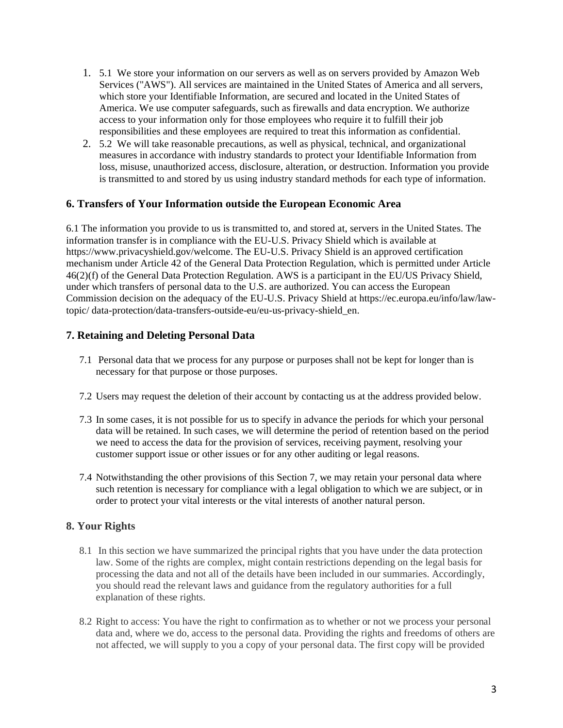1. 5.1 We store your information on our servers as well as on servers provided by Amazon Web Services ("AWS"). All services are maintained in the United States of America and all servers, which store your Identifiable Information, are secured and located in the United States of America. We use computer safeguards, such as firewalls and data encryption. We authorize access to your information only for those employees who require it to fulfill their job responsibilities and these employees are required to treat this information as confidential.
2. 5.2 We will take reasonable precautions, as well as physical, technical, and organizational measures in accordance with industry standards to protect your Identifiable Information from loss, misuse, unauthorized access, disclosure, alteration, or destruction. Information you provide is transmitted to and stored by us using industry standard methods for each type of information.

### 6. Transfers of Your Information outside the European Economic Area

6.1 The information you provide to us is transmitted to, and stored at, servers in the United States. The information transfer is in compliance with the EU-U.S. Privacy Shield which is available at https://www.privacyshield.gov/welcome. The EU-U.S. Privacy Shield is an approved certification mechanism under Article 42 of the General Data Protection Regulation, which is permitted under Article 46(2)(f) of the General Data Protection Regulation. AWS is a participant in the EU/US Privacy Shield, under which transfers of personal data to the U.S. are authorized. You can access the European Commission decision on the adequacy of the EU-U.S. Privacy Shield at https://ec.europa.eu/info/law/law-topic/ data-protection/data-transfers-outside-eu/eu-us-privacy-shield_en.

### 7. Retaining and Deleting Personal Data

7.1 Personal data that we process for any purpose or purposes shall not be kept for longer than is necessary for that purpose or those purposes.

7.2 Users may request the deletion of their account by contacting us at the address provided below.

7.3 In some cases, it is not possible for us to specify in advance the periods for which your personal data will be retained. In such cases, we will determine the period of retention based on the period we need to access the data for the provision of services, receiving payment, resolving your customer support issue or other issues or for any other auditing or legal reasons.

7.4 Notwithstanding the other provisions of this Section 7, we may retain your personal data where such retention is necessary for compliance with a legal obligation to which we are subject, or in order to protect your vital interests or the vital interests of another natural person.

### 8. Your Rights

8.1 In this section we have summarized the principal rights that you have under the data protection law. Some of the rights are complex, might contain restrictions depending on the legal basis for processing the data and not all of the details have been included in our summaries. Accordingly, you should read the relevant laws and guidance from the regulatory authorities for a full explanation of these rights.

8.2 Right to access: You have the right to confirmation as to whether or not we process your personal data and, where we do, access to the personal data. Providing the rights and freedoms of others are not affected, we will supply to you a copy of your personal data. The first copy will be provided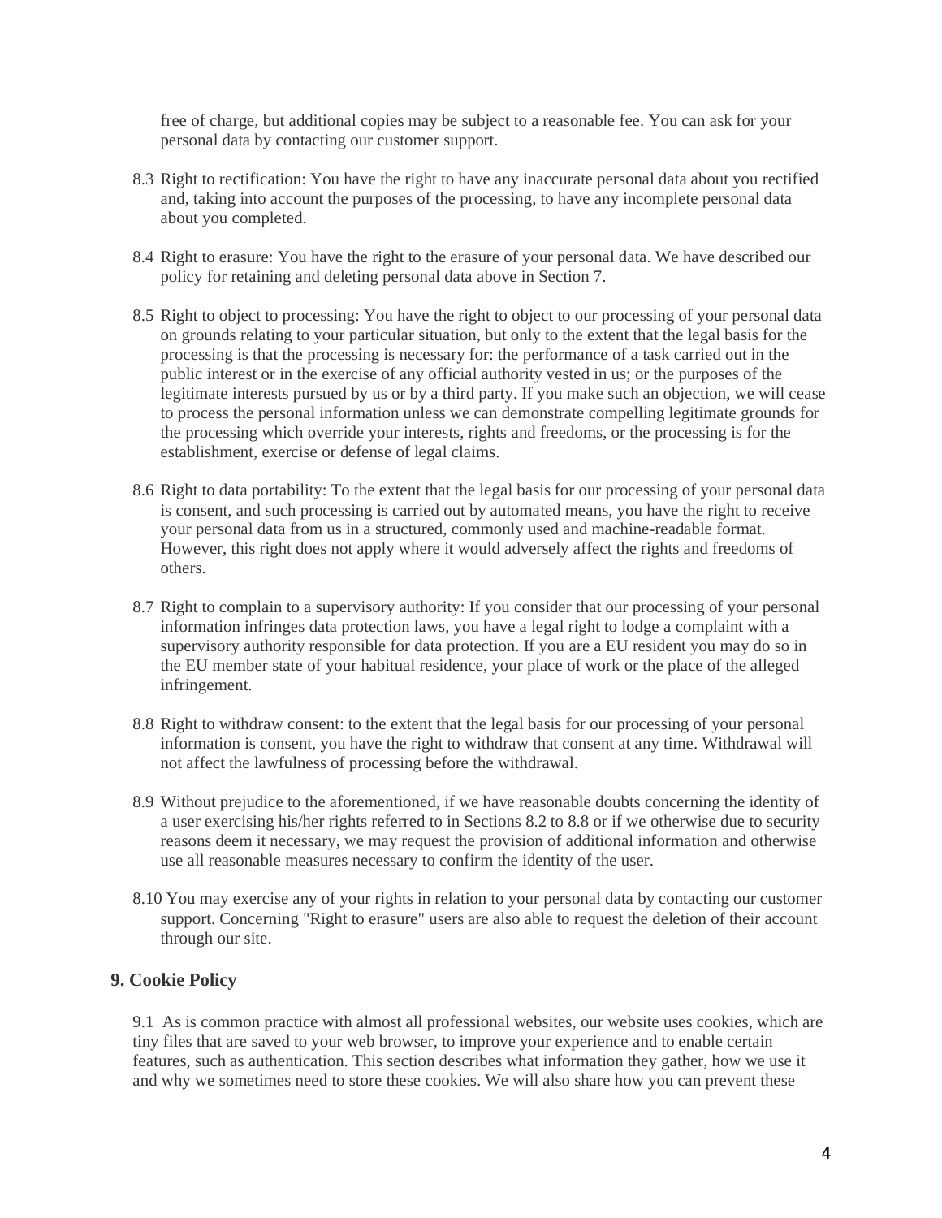free of charge, but additional copies may be subject to a reasonable fee. You can ask for your personal data by contacting our customer support.

8.3 Right to rectification: You have the right to have any inaccurate personal data about you rectified and, taking into account the purposes of the processing, to have any incomplete personal data about you completed.

8.4 Right to erasure: You have the right to the erasure of your personal data. We have described our policy for retaining and deleting personal data above in Section 7.

8.5 Right to object to processing: You have the right to object to our processing of your personal data on grounds relating to your particular situation, but only to the extent that the legal basis for the processing is that the processing is necessary for: the performance of a task carried out in the public interest or in the exercise of any official authority vested in us; or the purposes of the legitimate interests pursued by us or by a third party. If you make such an objection, we will cease to process the personal information unless we can demonstrate compelling legitimate grounds for the processing which override your interests, rights and freedoms, or the processing is for the establishment, exercise or defense of legal claims.

8.6 Right to data portability: To the extent that the legal basis for our processing of your personal data is consent, and such processing is carried out by automated means, you have the right to receive your personal data from us in a structured, commonly used and machine-readable format. However, this right does not apply where it would adversely affect the rights and freedoms of others.

8.7 Right to complain to a supervisory authority: If you consider that our processing of your personal information infringes data protection laws, you have a legal right to lodge a complaint with a supervisory authority responsible for data protection. If you are a EU resident you may do so in the EU member state of your habitual residence, your place of work or the place of the alleged infringement.

8.8 Right to withdraw consent: to the extent that the legal basis for our processing of your personal information is consent, you have the right to withdraw that consent at any time. Withdrawal will not affect the lawfulness of processing before the withdrawal.

8.9 Without prejudice to the aforementioned, if we have reasonable doubts concerning the identity of a user exercising his/her rights referred to in Sections 8.2 to 8.8 or if we otherwise due to security reasons deem it necessary, we may request the provision of additional information and otherwise use all reasonable measures necessary to confirm the identity of the user.

8.10 You may exercise any of your rights in relation to your personal data by contacting our customer support. Concerning "Right to erasure" users are also able to request the deletion of their account through our site.

## 9. Cookie Policy

9.1 As is common practice with almost all professional websites, our website uses cookies, which are tiny files that are saved to your web browser, to improve your experience and to enable certain features, such as authentication. This section describes what information they gather, how we use it and why we sometimes need to store these cookies. We will also share how you can prevent these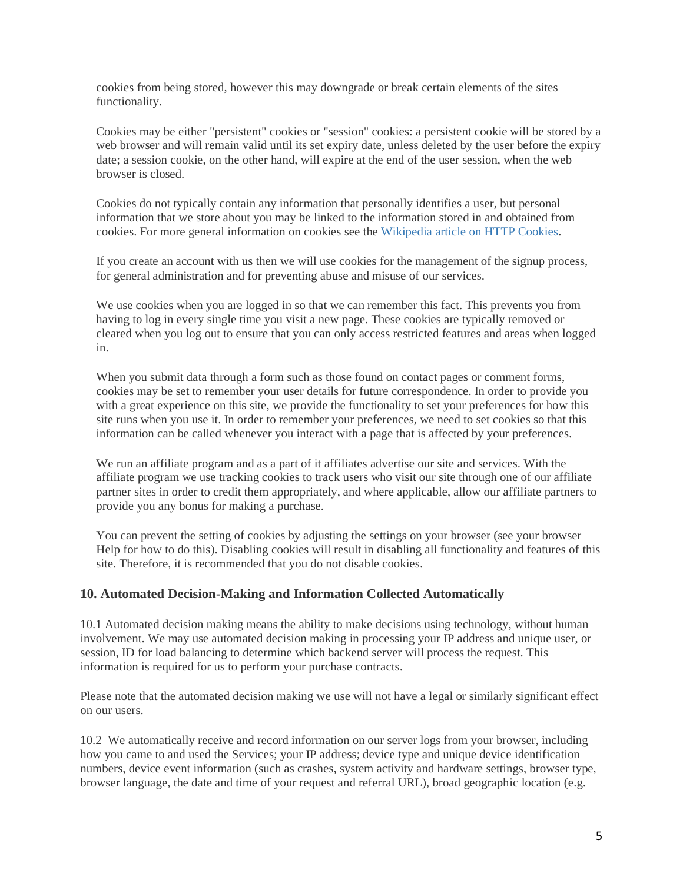cookies from being stored, however this may downgrade or break certain elements of the sites functionality.

Cookies may be either "persistent" cookies or "session" cookies: a persistent cookie will be stored by a web browser and will remain valid until its set expiry date, unless deleted by the user before the expiry date; a session cookie, on the other hand, will expire at the end of the user session, when the web browser is closed.

Cookies do not typically contain any information that personally identifies a user, but personal information that we store about you may be linked to the information stored in and obtained from cookies. For more general information on cookies see the Wikipedia article on HTTP Cookies.

If you create an account with us then we will use cookies for the management of the signup process, for general administration and for preventing abuse and misuse of our services.

We use cookies when you are logged in so that we can remember this fact. This prevents you from having to log in every single time you visit a new page. These cookies are typically removed or cleared when you log out to ensure that you can only access restricted features and areas when logged in.

When you submit data through a form such as those found on contact pages or comment forms, cookies may be set to remember your user details for future correspondence. In order to provide you with a great experience on this site, we provide the functionality to set your preferences for how this site runs when you use it. In order to remember your preferences, we need to set cookies so that this information can be called whenever you interact with a page that is affected by your preferences.

We run an affiliate program and as a part of it affiliates advertise our site and services. With the affiliate program we use tracking cookies to track users who visit our site through one of our affiliate partner sites in order to credit them appropriately, and where applicable, allow our affiliate partners to provide you any bonus for making a purchase.

You can prevent the setting of cookies by adjusting the settings on your browser (see your browser Help for how to do this). Disabling cookies will result in disabling all functionality and features of this site. Therefore, it is recommended that you do not disable cookies.

### 10. Automated Decision-Making and Information Collected Automatically

10.1 Automated decision making means the ability to make decisions using technology, without human involvement. We may use automated decision making in processing your IP address and unique user, or session, ID for load balancing to determine which backend server will process the request. This information is required for us to perform your purchase contracts.

Please note that the automated decision making we use will not have a legal or similarly significant effect on our users.

10.2 We automatically receive and record information on our server logs from your browser, including how you came to and used the Services; your IP address; device type and unique device identification numbers, device event information (such as crashes, system activity and hardware settings, browser type, browser language, the date and time of your request and referral URL), broad geographic location (e.g.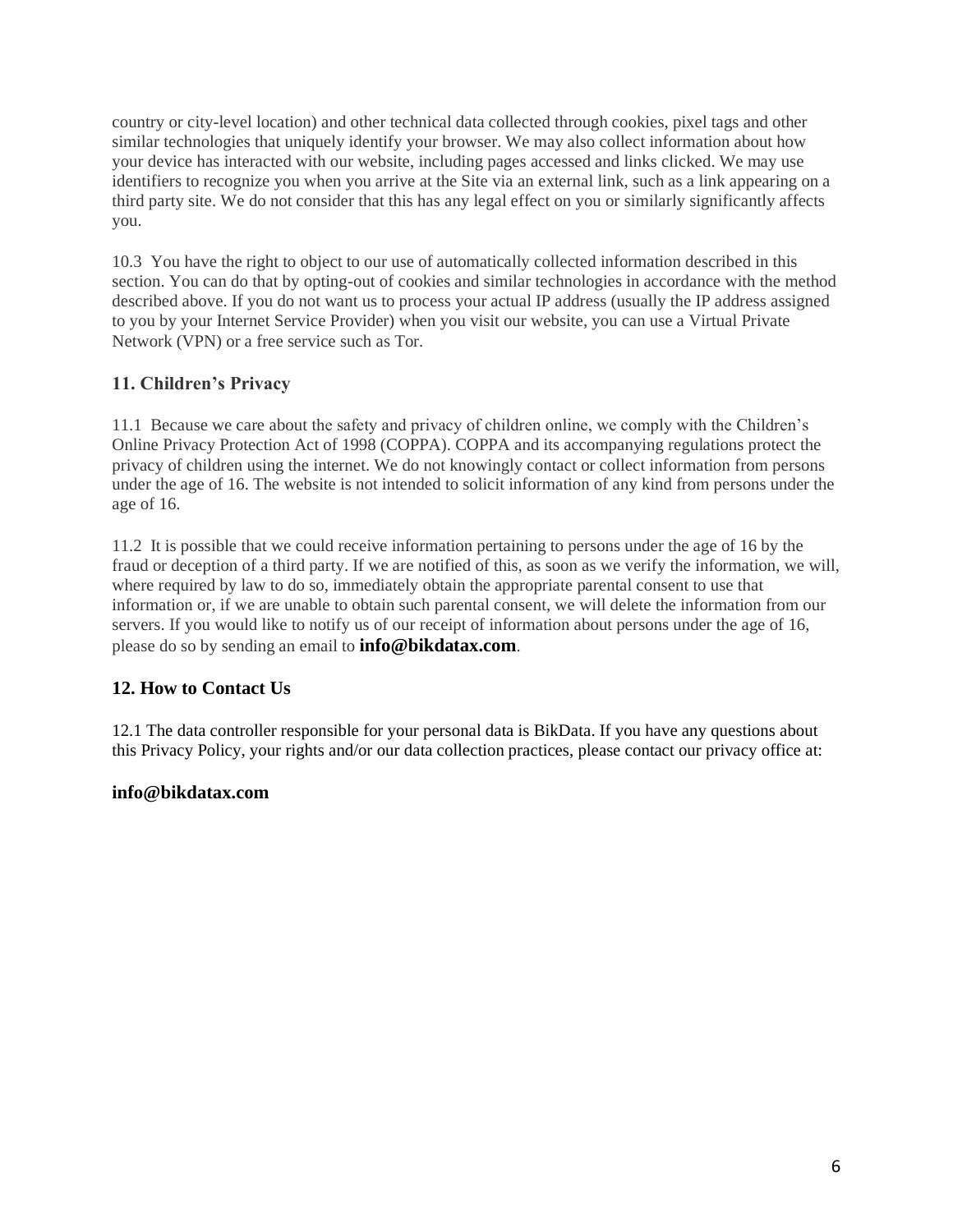country or city-level location) and other technical data collected through cookies, pixel tags and other similar technologies that uniquely identify your browser. We may also collect information about how your device has interacted with our website, including pages accessed and links clicked. We may use identifiers to recognize you when you arrive at the Site via an external link, such as a link appearing on a third party site. We do not consider that this has any legal effect on you or similarly significantly affects you.

10.3 You have the right to object to our use of automatically collected information described in this section. You can do that by opting-out of cookies and similar technologies in accordance with the method described above. If you do not want us to process your actual IP address (usually the IP address assigned to you by your Internet Service Provider) when you visit our website, you can use a Virtual Private Network (VPN) or a free service such as Tor.

### 11. Children's Privacy

11.1 Because we care about the safety and privacy of children online, we comply with the Children's Online Privacy Protection Act of 1998 (COPPA). COPPA and its accompanying regulations protect the privacy of children using the internet. We do not knowingly contact or collect information from persons under the age of 16. The website is not intended to solicit information of any kind from persons under the age of 16.

11.2 It is possible that we could receive information pertaining to persons under the age of 16 by the fraud or deception of a third party. If we are notified of this, as soon as we verify the information, we will, where required by law to do so, immediately obtain the appropriate parental consent to use that information or, if we are unable to obtain such parental consent, we will delete the information from our servers. If you would like to notify us of our receipt of information about persons under the age of 16, please do so by sending an email to **info@bikdatax.com**.

### 12. How to Contact Us

12.1 The data controller responsible for your personal data is BikData. If you have any questions about this Privacy Policy, your rights and/or our data collection practices, please contact our privacy office at:

**info@bikdatax.com**